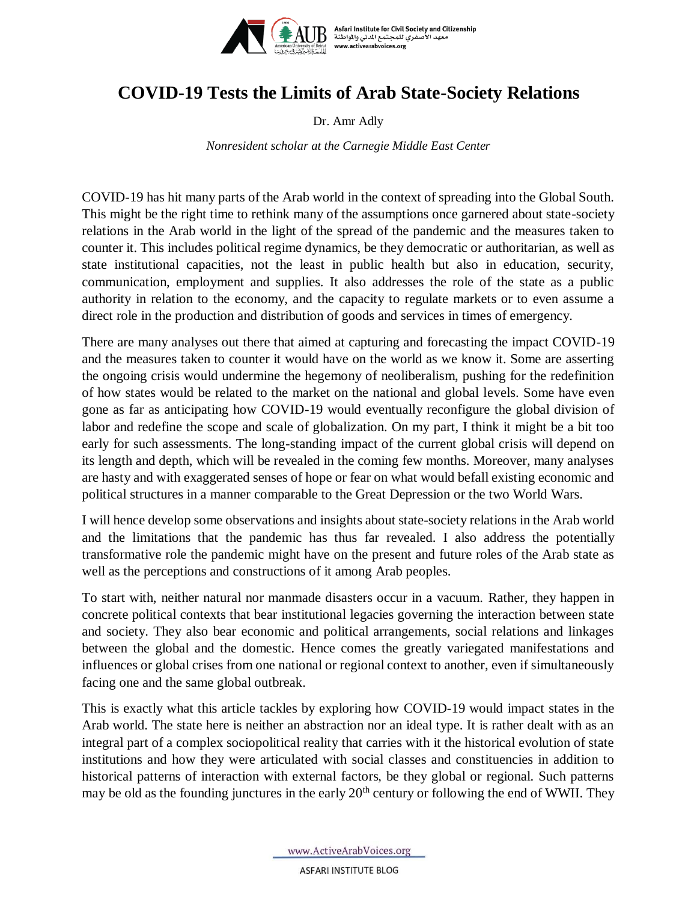# COVID-19 Tests the Limits of Arab State-Society Relations

Dr. Amr Adly

*Nonresident scholar at the Carnegie Middle East Center*

COVID-19 has hit many parts of the Arab world in the context of spreading into the Global South. This might be the right time to rethink many of the assumptions once garnered about state-society relations in the Arab world in the light of the spread of the pandemic and the measures taken to counter it. This includes political regime dynamics, be they democratic or authoritarian, as well as state institutional capacities, not the least in public health but also in education, security, communication, employment and supplies. It also addresses the role of the state as a public authority in relation to the economy, and the capacity to regulate markets or to even assume a direct role in the production and distribution of goods and services in times of emergency.

There are many analyses out there that aimed at capturing and forecasting the impact COVID-19 and the measures taken to counter it would have on the world as we know it. Some are asserting the ongoing crisis would undermine the hegemony of neoliberalism, pushing for the redefinition of how states would be related to the market on the national and global levels. Some have even gone as far as anticipating how COVID-19 would eventually reconfigure the global division of labor and redefine the scope and scale of globalization. On my part, I think it might be a bit too early for such assessments. The long-standing impact of the current global crisis will depend on its length and depth, which will be revealed in the coming few months. Moreover, many analyses are hasty and with exaggerated senses of hope or fear on what would befall existing economic and political structures in a manner comparable to the Great Depression or the two World Wars.

I will hence develop some observations and insights about state-society relations in the Arab world and the limitations that the pandemic has thus far revealed. I also address the potentially transformative role the pandemic might have on the present and future roles of the Arab state as well as the perceptions and constructions of it among Arab peoples.

To start with, neither natural nor manmade disasters occur in a vacuum. Rather, they happen in concrete political contexts that bear institutional legacies governing the interaction between state and society. They also bear economic and political arrangements, social relations and linkages between the global and the domestic. Hence comes the greatly variegated manifestations and influences or global crises from one national or regional context to another, even if simultaneously facing one and the same global outbreak.

This is exactly what this article tackles by exploring how COVID-19 would impact states in the Arab world. The state here is neither an abstraction nor an ideal type. It is rather dealt with as an integral part of a complex sociopolitical reality that carries with it the historical evolution of state institutions and how they were articulated with social classes and constituencies in addition to historical patterns of interaction with external factors, be they global or regional. Such patterns may be old as the founding junctures in the early 20th century or following the end of WWII. They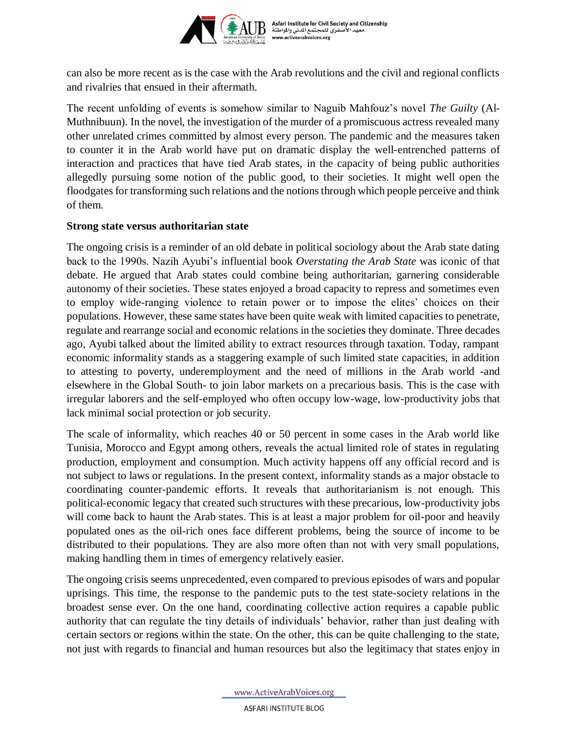can also be more recent as is the case with the Arab revolutions and the civil and regional conflicts and rivalries that ensued in their aftermath.

The recent unfolding of events is somehow similar to Naguib Mahfouz's novel *The Guilty* (Al-Muthnibuun). In the novel, the investigation of the murder of a promiscuous actress revealed many other unrelated crimes committed by almost every person. The pandemic and the measures taken to counter it in the Arab world have put on dramatic display the well-entrenched patterns of interaction and practices that have tied Arab states, in the capacity of being public authorities allegedly pursuing some notion of the public good, to their societies. It might well open the floodgates for transforming such relations and the notions through which people perceive and think of them.

**Strong state versus authoritarian state**

The ongoing crisis is a reminder of an old debate in political sociology about the Arab state dating back to the 1990s. Nazih Ayubi's influential book *Overstating the Arab State* was iconic of that debate. He argued that Arab states could combine being authoritarian, garnering considerable autonomy of their societies. These states enjoyed a broad capacity to repress and sometimes even to employ wide-ranging violence to retain power or to impose the elites' choices on their populations. However, these same states have been quite weak with limited capacities to penetrate, regulate and rearrange social and economic relations in the societies they dominate. Three decades ago, Ayubi talked about the limited ability to extract resources through taxation. Today, rampant economic informality stands as a staggering example of such limited state capacities, in addition to attesting to poverty, underemployment and the need of millions in the Arab world -and elsewhere in the Global South- to join labor markets on a precarious basis. This is the case with irregular laborers and the self-employed who often occupy low-wage, low-productivity jobs that lack minimal social protection or job security.

The scale of informality, which reaches 40 or 50 percent in some cases in the Arab world like Tunisia, Morocco and Egypt among others, reveals the actual limited role of states in regulating production, employment and consumption. Much activity happens off any official record and is not subject to laws or regulations. In the present context, informality stands as a major obstacle to coordinating counter-pandemic efforts. It reveals that authoritarianism is not enough. This political-economic legacy that created such structures with these precarious, low-productivity jobs will come back to haunt the Arab states. This is at least a major problem for oil-poor and heavily populated ones as the oil-rich ones face different problems, being the source of income to be distributed to their populations. They are also more often than not with very small populations, making handling them in times of emergency relatively easier.

The ongoing crisis seems unprecedented, even compared to previous episodes of wars and popular uprisings. This time, the response to the pandemic puts to the test state-society relations in the broadest sense ever. On the one hand, coordinating collective action requires a capable public authority that can regulate the tiny details of individuals' behavior, rather than just dealing with certain sectors or regions within the state. On the other, this can be quite challenging to the state, not just with regards to financial and human resources but also the legitimacy that states enjoy in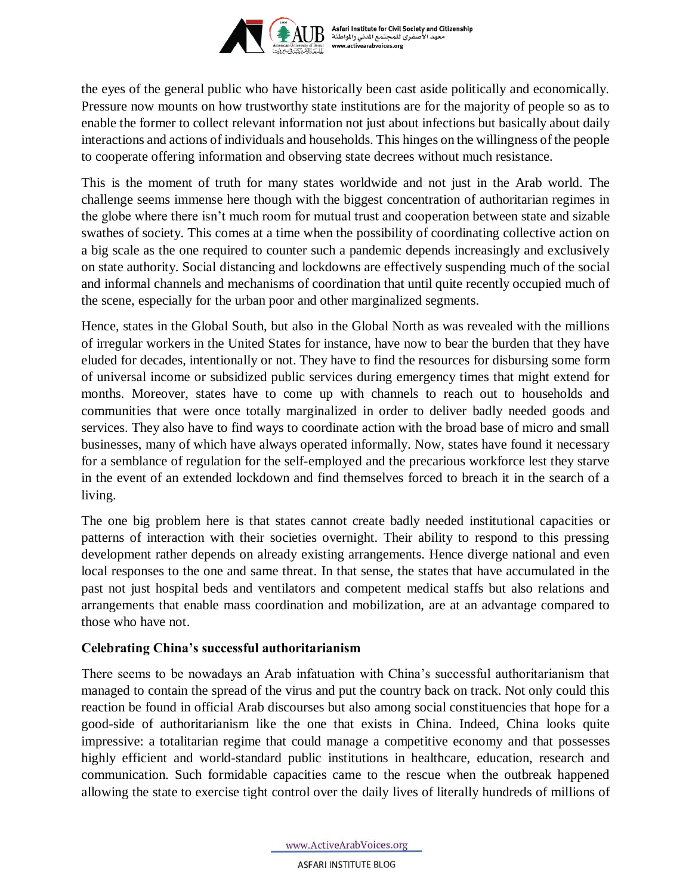the eyes of the general public who have historically been cast aside politically and economically. Pressure now mounts on how trustworthy state institutions are for the majority of people so as to enable the former to collect relevant information not just about infections but basically about daily interactions and actions of individuals and households. This hinges on the willingness of the people to cooperate offering information and observing state decrees without much resistance.

This is the moment of truth for many states worldwide and not just in the Arab world. The challenge seems immense here though with the biggest concentration of authoritarian regimes in the globe where there isn't much room for mutual trust and cooperation between state and sizable swathes of society. This comes at a time when the possibility of coordinating collective action on a big scale as the one required to counter such a pandemic depends increasingly and exclusively on state authority. Social distancing and lockdowns are effectively suspending much of the social and informal channels and mechanisms of coordination that until quite recently occupied much of the scene, especially for the urban poor and other marginalized segments.

Hence, states in the Global South, but also in the Global North as was revealed with the millions of irregular workers in the United States for instance, have now to bear the burden that they have eluded for decades, intentionally or not. They have to find the resources for disbursing some form of universal income or subsidized public services during emergency times that might extend for months. Moreover, states have to come up with channels to reach out to households and communities that were once totally marginalized in order to deliver badly needed goods and services. They also have to find ways to coordinate action with the broad base of micro and small businesses, many of which have always operated informally. Now, states have found it necessary for a semblance of regulation for the self-employed and the precarious workforce lest they starve in the event of an extended lockdown and find themselves forced to breach it in the search of a living.

The one big problem here is that states cannot create badly needed institutional capacities or patterns of interaction with their societies overnight. Their ability to respond to this pressing development rather depends on already existing arrangements. Hence diverge national and even local responses to the one and same threat. In that sense, the states that have accumulated in the past not just hospital beds and ventilators and competent medical staffs but also relations and arrangements that enable mass coordination and mobilization, are at an advantage compared to those who have not.

**Celebrating China's successful authoritarianism**

There seems to be nowadays an Arab infatuation with China's successful authoritarianism that managed to contain the spread of the virus and put the country back on track. Not only could this reaction be found in official Arab discourses but also among social constituencies that hope for a good-side of authoritarianism like the one that exists in China. Indeed, China looks quite impressive: a totalitarian regime that could manage a competitive economy and that possesses highly efficient and world-standard public institutions in healthcare, education, research and communication. Such formidable capacities came to the rescue when the outbreak happened allowing the state to exercise tight control over the daily lives of literally hundreds of millions of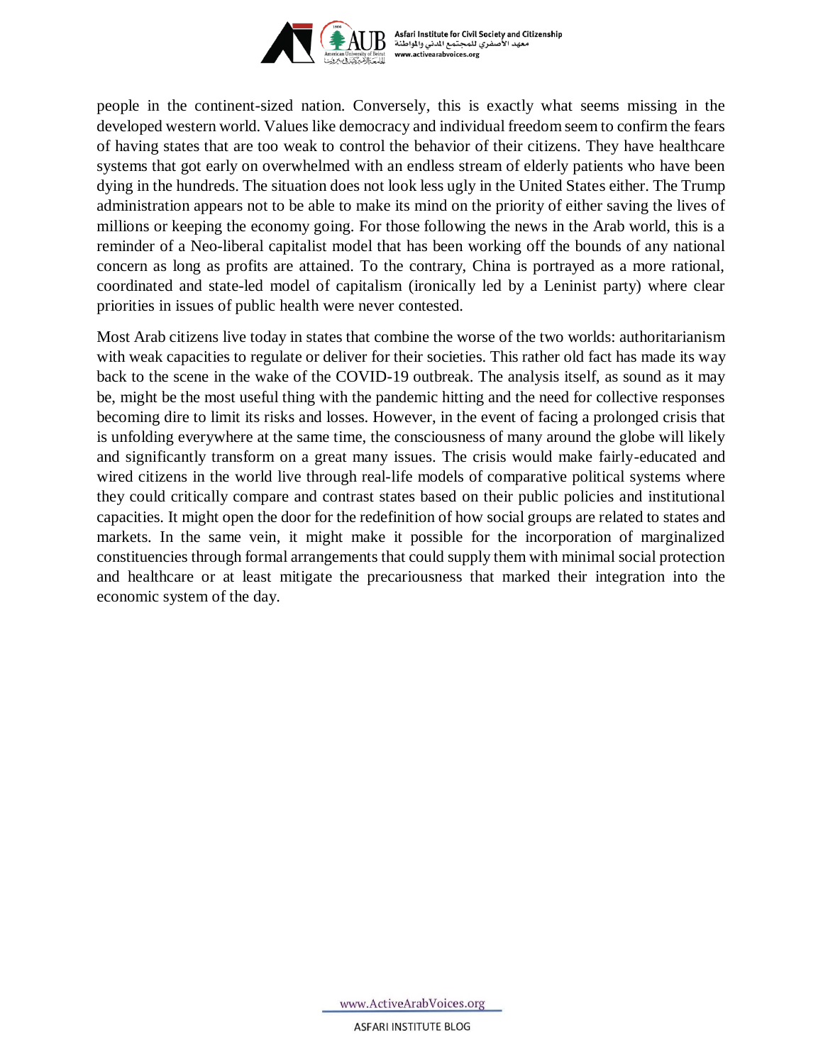people in the continent-sized nation. Conversely, this is exactly what seems missing in the developed western world. Values like democracy and individual freedom seem to confirm the fears of having states that are too weak to control the behavior of their citizens. They have healthcare systems that got early on overwhelmed with an endless stream of elderly patients who have been dying in the hundreds. The situation does not look less ugly in the United States either. The Trump administration appears not to be able to make its mind on the priority of either saving the lives of millions or keeping the economy going. For those following the news in the Arab world, this is a reminder of a Neo-liberal capitalist model that has been working off the bounds of any national concern as long as profits are attained. To the contrary, China is portrayed as a more rational, coordinated and state-led model of capitalism (ironically led by a Leninist party) where clear priorities in issues of public health were never contested.

Most Arab citizens live today in states that combine the worse of the two worlds: authoritarianism with weak capacities to regulate or deliver for their societies. This rather old fact has made its way back to the scene in the wake of the COVID-19 outbreak. The analysis itself, as sound as it may be, might be the most useful thing with the pandemic hitting and the need for collective responses becoming dire to limit its risks and losses. However, in the event of facing a prolonged crisis that is unfolding everywhere at the same time, the consciousness of many around the globe will likely and significantly transform on a great many issues. The crisis would make fairly-educated and wired citizens in the world live through real-life models of comparative political systems where they could critically compare and contrast states based on their public policies and institutional capacities. It might open the door for the redefinition of how social groups are related to states and markets. In the same vein, it might make it possible for the incorporation of marginalized constituencies through formal arrangements that could supply them with minimal social protection and healthcare or at least mitigate the precariousness that marked their integration into the economic system of the day.